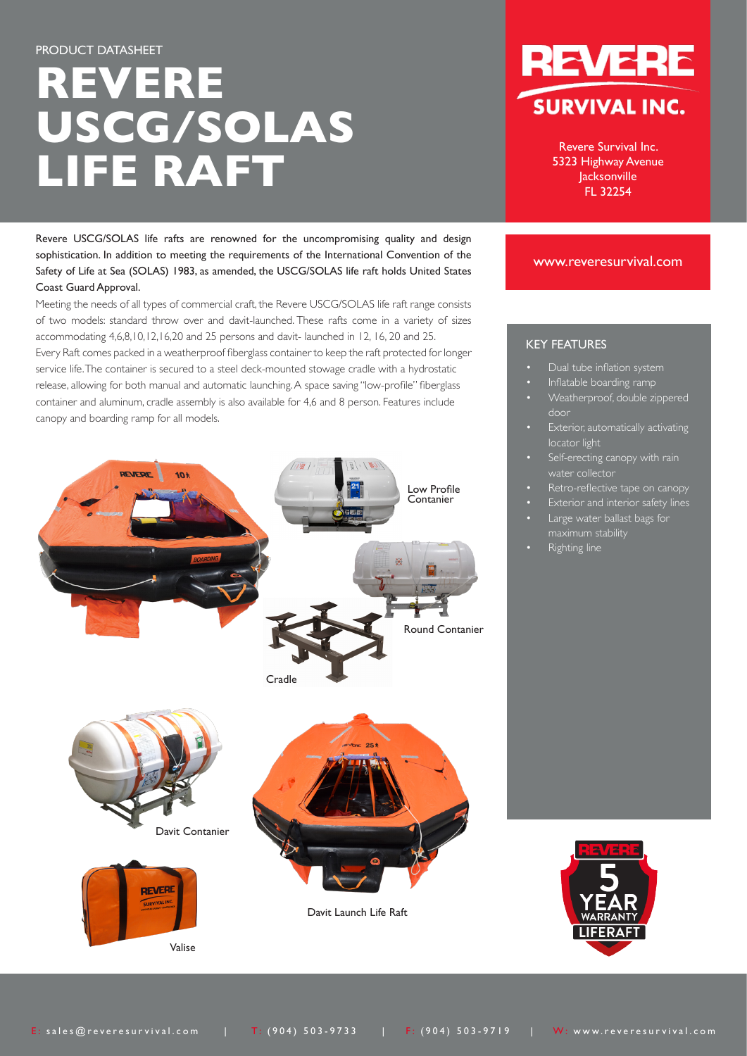PRODUCT DATASHEET

# REVERE USCG/SOLAS LIFE RAFT

REVERE SURVIVAL INC.

Revere Survival Inc.
5323 Highway Avenue
Jacksonville
FL 32254

www.reveresurvival.com

Revere USCG/SOLAS life rafts are renowned for the uncompromising quality and design sophistication. In addition to meeting the requirements of the International Convention of the Safety of Life at Sea (SOLAS) 1983, as amended, the USCG/SOLAS life raft holds United States Coast Guard Approval.

Meeting the needs of all types of commercial craft, the Revere USCG/SOLAS life raft range consists of two models: standard throw over and davit-launched. These rafts come in a variety of sizes accommodating 4,6,8,10,12,16,20 and 25 persons and davit- launched in 12, 16, 20 and 25.

Every Raft comes packed in a weatherproof fiberglass container to keep the raft protected for longer service life. The container is secured to a steel deck-mounted stowage cradle with a hydrostatic release, allowing for both manual and automatic launching. A space saving "low-profile" fiberglass container and aluminum, cradle assembly is also available for 4,6 and 8 person. Features include canopy and boarding ramp for all models.

## KEY FEATURES

- Dual tube inflation system
- Inflatable boarding ramp
- Weatherproof, double zippered door
- Exterior, automatically activating locator light
- Self-erecting canopy with rain water collector
- Retro-reflective tape on canopy
- Exterior and interior safety lines
- Large water ballast bags for maximum stability
- Righting line

Low Profile Contanier

Round Contanier

Cradle

Davit Contanier

Davit Launch Life Raft

Valise

REVERE 5 YEAR WARRANTY LIFERAFT

E: sales@reveresurvival.com | T: (904) 503-9733 | F: (904) 503-9719 | W: www.reveresurvival.com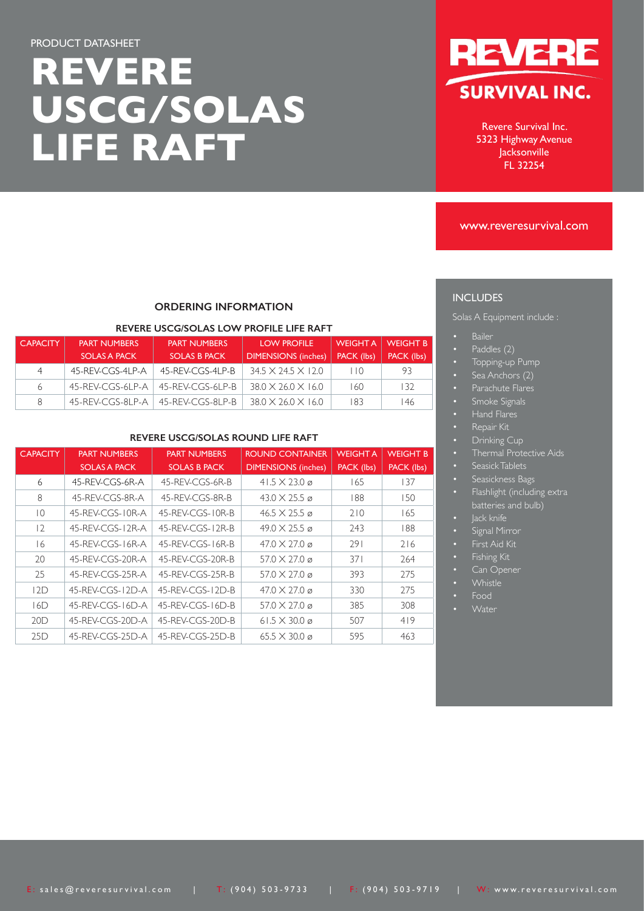PRODUCT DATASHEET

# REVERE USCG/SOLAS LIFE RAFT

REVERE SURVIVAL INC.

Revere Survival Inc.
5323 Highway Avenue
Jacksonville
FL 32254

www.reveresurvival.com

## ORDERING INFORMATION

### REVERE USCG/SOLAS LOW PROFILE LIFE RAFT

| CAPACITY | PART NUMBERS SOLAS A PACK | PART NUMBERS SOLAS B PACK | LOW PROFILE DIMENSIONS (inches) | WEIGHT A PACK (lbs) | WEIGHT B PACK (lbs) |
|---|---|---|---|---|---|
| 4 | 45-REV-CGS-4LP-A | 45-REV-CGS-4LP-B | 34.5 X 24.5 X 12.0 | 110 | 93 |
| 6 | 45-REV-CGS-6LP-A | 45-REV-CGS-6LP-B | 38.0 X 26.0 X 16.0 | 160 | 132 |
| 8 | 45-REV-CGS-8LP-A | 45-REV-CGS-8LP-B | 38.0 X 26.0 X 16.0 | 183 | 146 |

### REVERE USCG/SOLAS ROUND LIFE RAFT

| CAPACITY | PART NUMBERS SOLAS A PACK | PART NUMBERS SOLAS B PACK | ROUND CONTAINER DIMENSIONS (inches) | WEIGHT A PACK (lbs) | WEIGHT B PACK (lbs) |
|---|---|---|---|---|---|
| 6 | 45-REV-CGS-6R-A | 45-REV-CGS-6R-B | 41.5 X 23.0 ø | 165 | 137 |
| 8 | 45-REV-CGS-8R-A | 45-REV-CGS-8R-B | 43.0 X 25.5 ø | 188 | 150 |
| 10 | 45-REV-CGS-10R-A | 45-REV-CGS-10R-B | 46.5 X 25.5 ø | 210 | 165 |
| 12 | 45-REV-CGS-12R-A | 45-REV-CGS-12R-B | 49.0 X 25.5 ø | 243 | 188 |
| 16 | 45-REV-CGS-16R-A | 45-REV-CGS-16R-B | 47.0 X 27.0 ø | 291 | 216 |
| 20 | 45-REV-CGS-20R-A | 45-REV-CGS-20R-B | 57.0 X 27.0 ø | 371 | 264 |
| 25 | 45-REV-CGS-25R-A | 45-REV-CGS-25R-B | 57.0 X 27.0 ø | 393 | 275 |
| 12D | 45-REV-CGS-12D-A | 45-REV-CGS-12D-B | 47.0 X 27.0 ø | 330 | 275 |
| 16D | 45-REV-CGS-16D-A | 45-REV-CGS-16D-B | 57.0 X 27.0 ø | 385 | 308 |
| 20D | 45-REV-CGS-20D-A | 45-REV-CGS-20D-B | 61.5 X 30.0 ø | 507 | 419 |
| 25D | 45-REV-CGS-25D-A | 45-REV-CGS-25D-B | 65.5 X 30.0 ø | 595 | 463 |

## INCLUDES

Solas A Equipment include :

- Bailer
- Paddles (2)
- Topping-up Pump
- Sea Anchors (2)
- Parachute Flares
- Smoke Signals
- Hand Flares
- Repair Kit
- Drinking Cup
- Thermal Protective Aids
- Seasick Tablets
- Seasickness Bags
- Flashlight (including extra batteries and bulb)
- Jack knife
- Signal Mirror
- First Aid Kit
- Fishing Kit
- Can Opener
- Whistle
- Food
- Water

E: sales@reveresurvival.com | T: (904) 503-9733 | F: (904) 503-9719 | W: www.reveresurvival.com